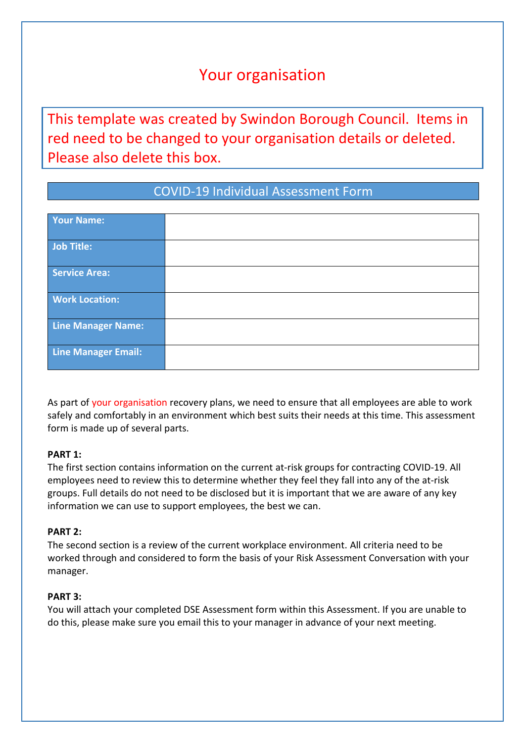# Your organisation

This template was created by Swindon Borough Council. Items in red need to be changed to your organisation details or deleted. Please also delete this box.

## COVID-19 Individual Assessment Form

| **Your Name:** | |
|---|---|
| **Job Title:** | |
| **Service Area:** | |
| **Work Location:** | |
| **Line Manager Name:** | |
| **Line Manager Email:** | |

As part of your organisation recovery plans, we need to ensure that all employees are able to work safely and comfortably in an environment which best suits their needs at this time. This assessment form is made up of several parts.

**PART 1:**
The first section contains information on the current at-risk groups for contracting COVID-19. All employees need to review this to determine whether they feel they fall into any of the at-risk groups. Full details do not need to be disclosed but it is important that we are aware of any key information we can use to support employees, the best we can.

**PART 2:**
The second section is a review of the current workplace environment. All criteria need to be worked through and considered to form the basis of your Risk Assessment Conversation with your manager.

**PART 3:**
You will attach your completed DSE Assessment form within this Assessment. If you are unable to do this, please make sure you email this to your manager in advance of your next meeting.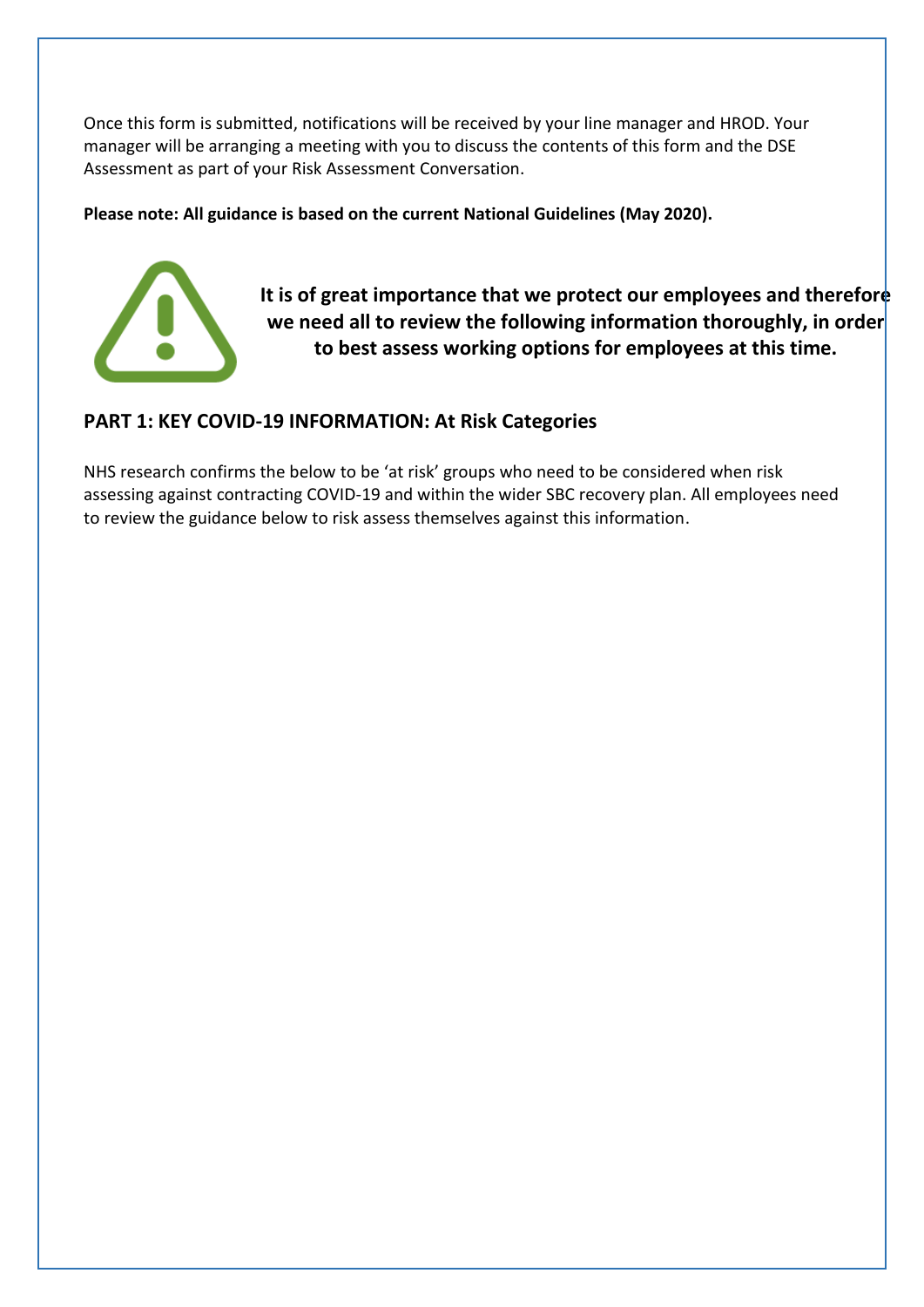Once this form is submitted, notifications will be received by your line manager and HROD. Your manager will be arranging a meeting with you to discuss the contents of this form and the DSE Assessment as part of your Risk Assessment Conversation.

**Please note: All guidance is based on the current National Guidelines (May 2020).**

**It is of great importance that we protect our employees and therefore we need all to review the following information thoroughly, in order to best assess working options for employees at this time.**

## PART 1: KEY COVID-19 INFORMATION: At Risk Categories

NHS research confirms the below to be 'at risk' groups who need to be considered when risk assessing against contracting COVID-19 and within the wider SBC recovery plan. All employees need to review the guidance below to risk assess themselves against this information.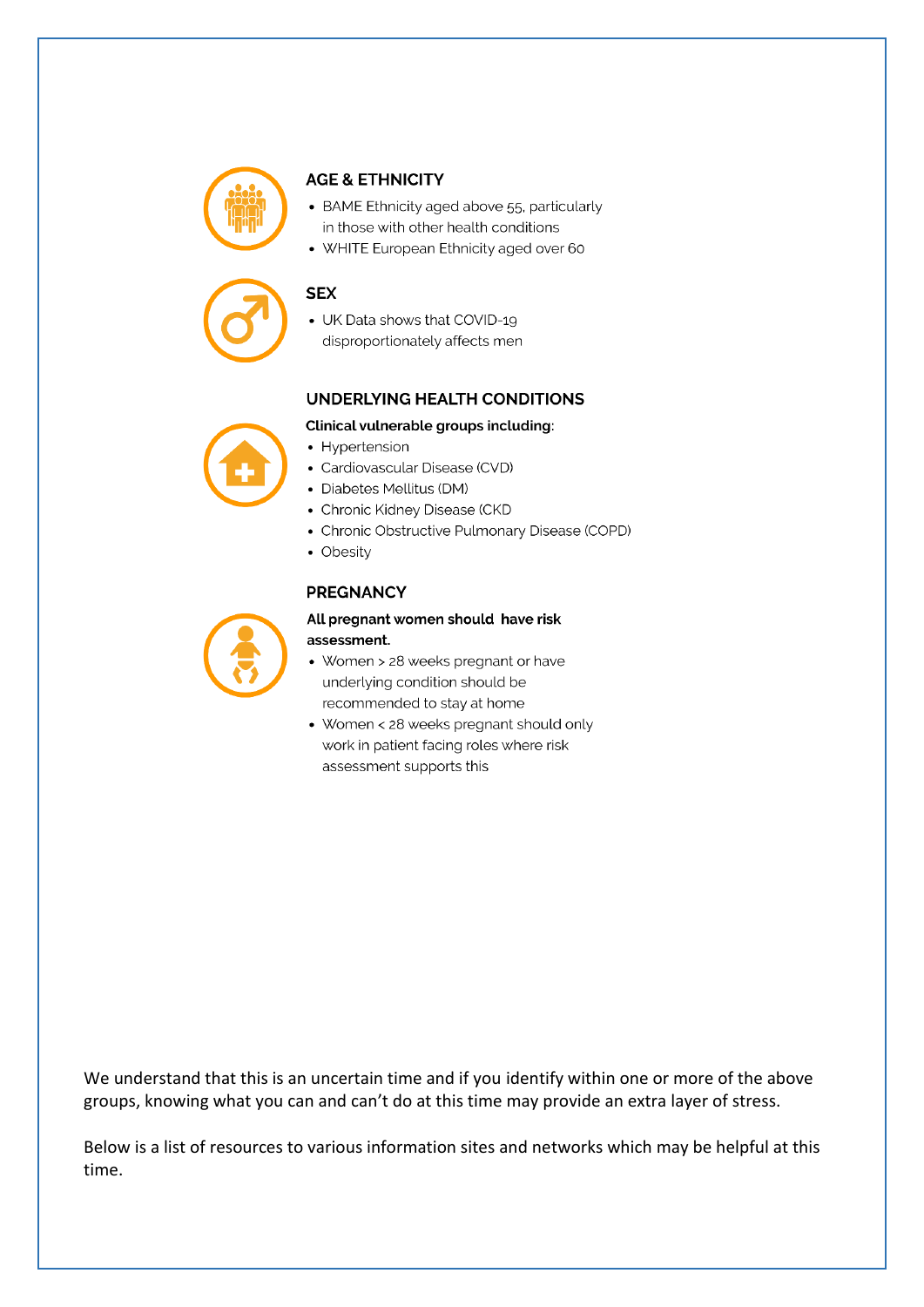### AGE & ETHNICITY

- BAME Ethnicity aged above 55, particularly in those with other health conditions
- WHITE European Ethnicity aged over 60

### SEX

- UK Data shows that COVID-19 disproportionately affects men

### UNDERLYING HEALTH CONDITIONS

**Clinical vulnerable groups including**:

- Hypertension
- Cardiovascular Disease (CVD)
- Diabetes Mellitus (DM)
- Chronic Kidney Disease (CKD
- Chronic Obstructive Pulmonary Disease (COPD)
- Obesity

### PREGNANCY

**All pregnant women should have risk assessment.**

- Women > 28 weeks pregnant or have underlying condition should be recommended to stay at home
- Women < 28 weeks pregnant should only work in patient facing roles where risk assessment supports this

We understand that this is an uncertain time and if you identify within one or more of the above groups, knowing what you can and can't do at this time may provide an extra layer of stress.

Below is a list of resources to various information sites and networks which may be helpful at this time.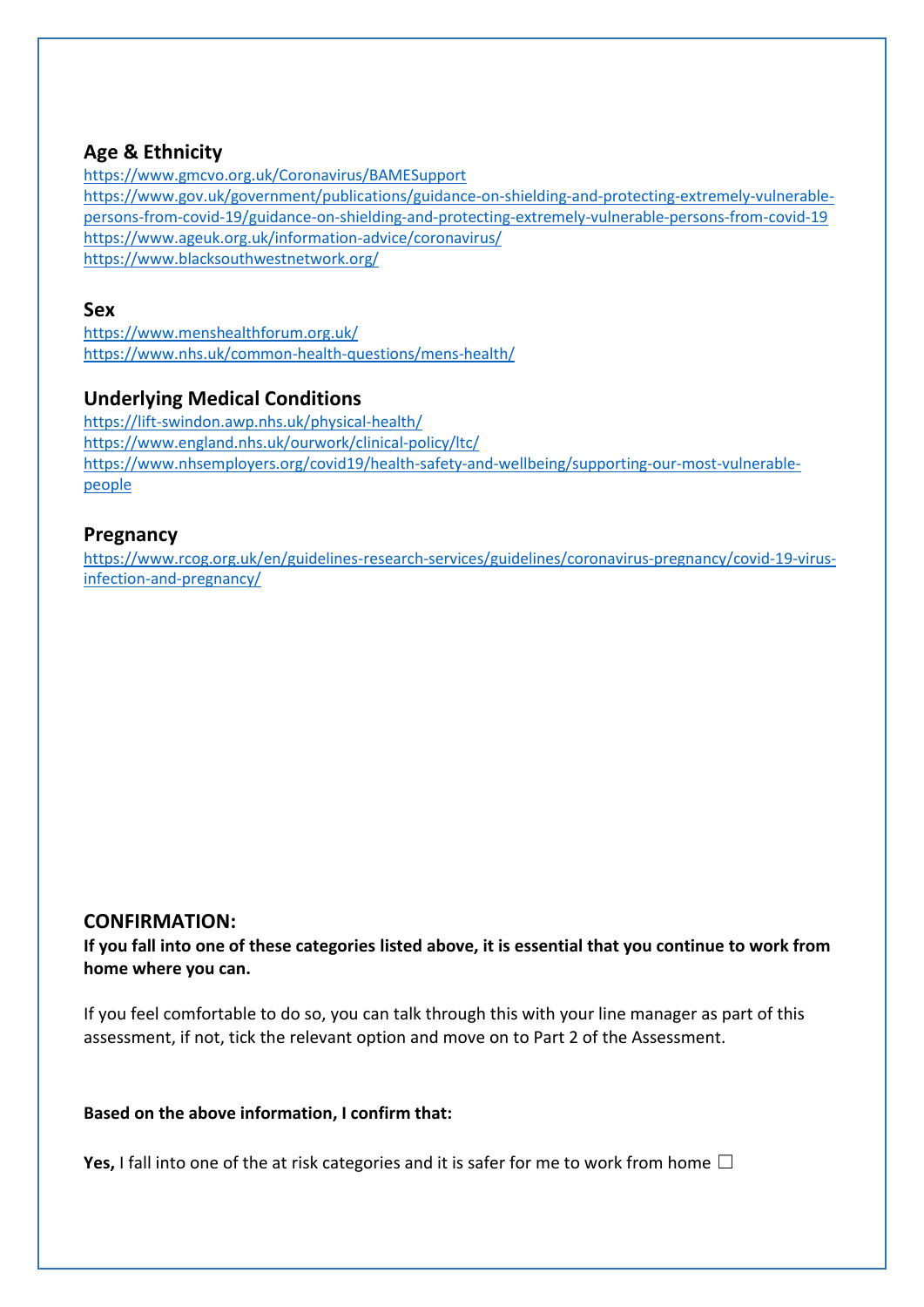### Age & Ethnicity

https://www.gmcvo.org.uk/Coronavirus/BAMESupport
https://www.gov.uk/government/publications/guidance-on-shielding-and-protecting-extremely-vulnerable-persons-from-covid-19/guidance-on-shielding-and-protecting-extremely-vulnerable-persons-from-covid-19
https://www.ageuk.org.uk/information-advice/coronavirus/
https://www.blacksouthwestnetwork.org/

### Sex

https://www.menshealthforum.org.uk/
https://www.nhs.uk/common-health-questions/mens-health/

### Underlying Medical Conditions

https://lift-swindon.awp.nhs.uk/physical-health/
https://www.england.nhs.uk/ourwork/clinical-policy/ltc/
https://www.nhsemployers.org/covid19/health-safety-and-wellbeing/supporting-our-most-vulnerable-people

### Pregnancy

https://www.rcog.org.uk/en/guidelines-research-services/guidelines/coronavirus-pregnancy/covid-19-virus-infection-and-pregnancy/

### CONFIRMATION:

**If you fall into one of these categories listed above, it is essential that you continue to work from home where you can.**

If you feel comfortable to do so, you can talk through this with your line manager as part of this assessment, if not, tick the relevant option and move on to Part 2 of the Assessment.

**Based on the above information, I confirm that:**

**Yes,** I fall into one of the at risk categories and it is safer for me to work from home ☐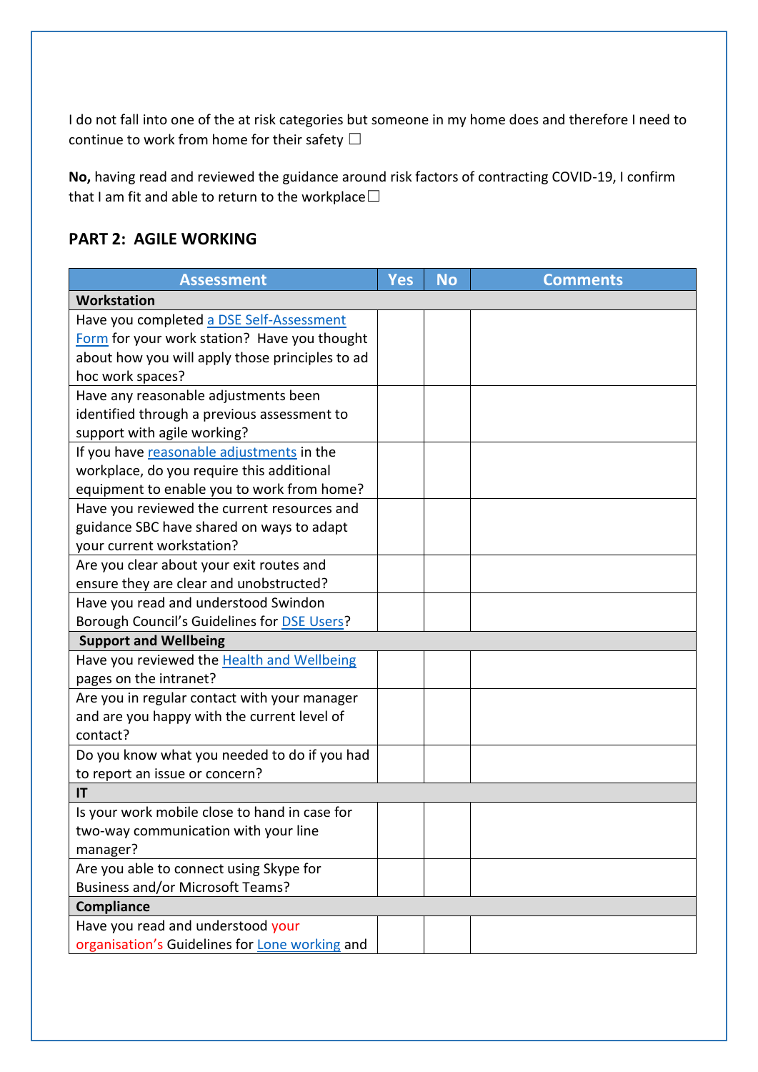I do not fall into one of the at risk categories but someone in my home does and therefore I need to continue to work from home for their safety ☐

**No,** having read and reviewed the guidance around risk factors of contracting COVID-19, I confirm that I am fit and able to return to the workplace☐

## PART 2: AGILE WORKING

| Assessment | Yes | No | Comments |
|---|---|---|---|
| **Workstation** | | | |
| Have you completed a DSE Self-Assessment Form for your work station? Have you thought about how you will apply those principles to ad hoc work spaces? | | | |
| Have any reasonable adjustments been identified through a previous assessment to support with agile working? | | | |
| If you have reasonable adjustments in the workplace, do you require this additional equipment to enable you to work from home? | | | |
| Have you reviewed the current resources and guidance SBC have shared on ways to adapt your current workstation? | | | |
| Are you clear about your exit routes and ensure they are clear and unobstructed? | | | |
| Have you read and understood Swindon Borough Council's Guidelines for DSE Users? | | | |
| **Support and Wellbeing** | | | |
| Have you reviewed the Health and Wellbeing pages on the intranet? | | | |
| Are you in regular contact with your manager and are you happy with the current level of contact? | | | |
| Do you know what you needed to do if you had to report an issue or concern? | | | |
| **IT** | | | |
| Is your work mobile close to hand in case for two-way communication with your line manager? | | | |
| Are you able to connect using Skype for Business and/or Microsoft Teams? | | | |
| **Compliance** | | | |
| Have you read and understood your organisation's Guidelines for Lone working and | | | |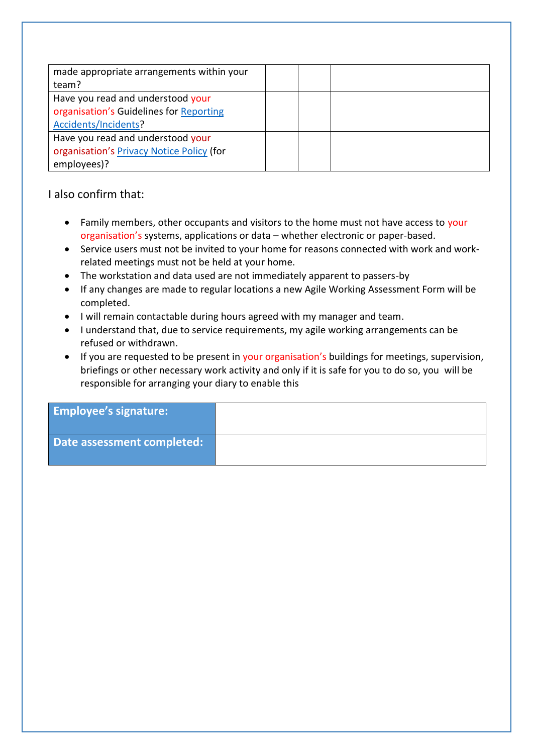| | | | |
|---|---|---|---|
| made appropriate arrangements within your team? | | | |
| Have you read and understood your organisation's Guidelines for Reporting Accidents/Incidents? | | | |
| Have you read and understood your organisation's Privacy Notice Policy (for employees)? | | | |

I also confirm that:

- Family members, other occupants and visitors to the home must not have access to your organisation's systems, applications or data – whether electronic or paper-based.
- Service users must not be invited to your home for reasons connected with work and work-related meetings must not be held at your home.
- The workstation and data used are not immediately apparent to passers-by
- If any changes are made to regular locations a new Agile Working Assessment Form will be completed.
- I will remain contactable during hours agreed with my manager and team.
- I understand that, due to service requirements, my agile working arrangements can be refused or withdrawn.
- If you are requested to be present in your organisation's buildings for meetings, supervision, briefings or other necessary work activity and only if it is safe for you to do so, you will be responsible for arranging your diary to enable this

| | |
|---|---|
| **Employee's signature:** | |
| **Date assessment completed:** | |